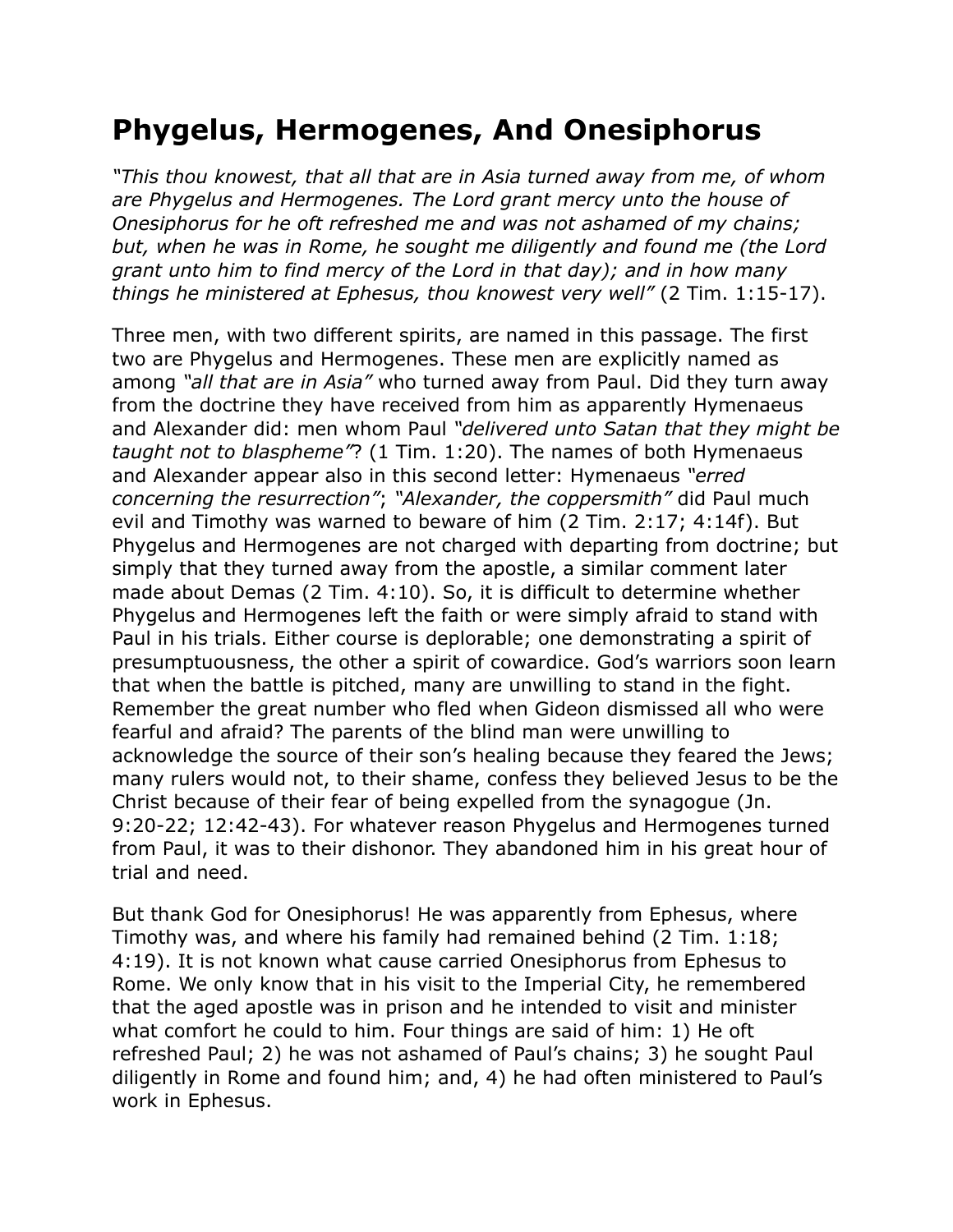# Phygelus, Hermogenes, And Onesiphorus

*"This thou knowest, that all that are in Asia turned away from me, of whom are Phygelus and Hermogenes. The Lord grant mercy unto the house of Onesiphorus for he oft refreshed me and was not ashamed of my chains; but, when he was in Rome, he sought me diligently and found me (the Lord grant unto him to find mercy of the Lord in that day); and in how many things he ministered at Ephesus, thou knowest very well"* (2 Tim. 1:15-17).

Three men, with two different spirits, are named in this passage. The first two are Phygelus and Hermogenes. These men are explicitly named as among *"all that are in Asia"* who turned away from Paul. Did they turn away from the doctrine they have received from him as apparently Hymenaeus and Alexander did: men whom Paul *"delivered unto Satan that they might be taught not to blaspheme"*? (1 Tim. 1:20). The names of both Hymenaeus and Alexander appear also in this second letter: Hymenaeus *"erred concerning the resurrection"*; *"Alexander, the coppersmith"* did Paul much evil and Timothy was warned to beware of him (2 Tim. 2:17; 4:14f). But Phygelus and Hermogenes are not charged with departing from doctrine; but simply that they turned away from the apostle, a similar comment later made about Demas (2 Tim. 4:10). So, it is difficult to determine whether Phygelus and Hermogenes left the faith or were simply afraid to stand with Paul in his trials. Either course is deplorable; one demonstrating a spirit of presumptuousness, the other a spirit of cowardice. God's warriors soon learn that when the battle is pitched, many are unwilling to stand in the fight. Remember the great number who fled when Gideon dismissed all who were fearful and afraid? The parents of the blind man were unwilling to acknowledge the source of their son's healing because they feared the Jews; many rulers would not, to their shame, confess they believed Jesus to be the Christ because of their fear of being expelled from the synagogue (Jn. 9:20-22; 12:42-43). For whatever reason Phygelus and Hermogenes turned from Paul, it was to their dishonor. They abandoned him in his great hour of trial and need.

But thank God for Onesiphorus! He was apparently from Ephesus, where Timothy was, and where his family had remained behind (2 Tim. 1:18; 4:19). It is not known what cause carried Onesiphorus from Ephesus to Rome. We only know that in his visit to the Imperial City, he remembered that the aged apostle was in prison and he intended to visit and minister what comfort he could to him. Four things are said of him: 1) He oft refreshed Paul; 2) he was not ashamed of Paul's chains; 3) he sought Paul diligently in Rome and found him; and, 4) he had often ministered to Paul's work in Ephesus.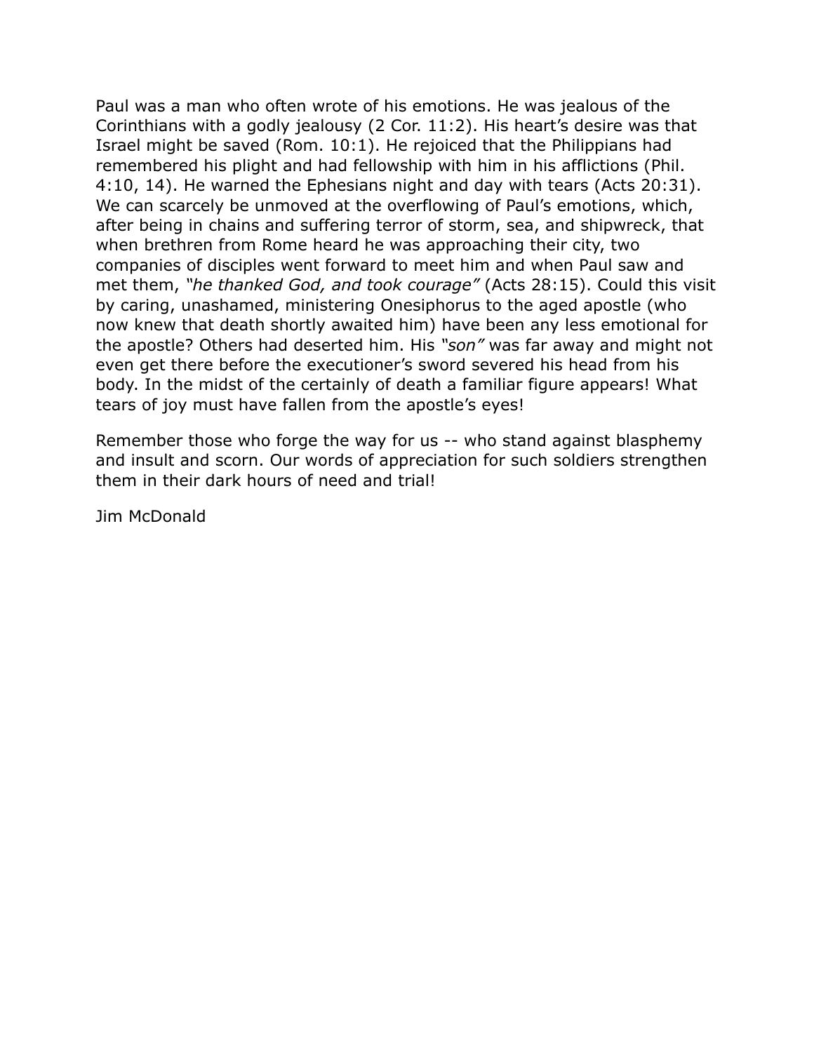Paul was a man who often wrote of his emotions. He was jealous of the Corinthians with a godly jealousy (2 Cor. 11:2). His heart's desire was that Israel might be saved (Rom. 10:1). He rejoiced that the Philippians had remembered his plight and had fellowship with him in his afflictions (Phil. 4:10, 14). He warned the Ephesians night and day with tears (Acts 20:31). We can scarcely be unmoved at the overflowing of Paul's emotions, which, after being in chains and suffering terror of storm, sea, and shipwreck, that when brethren from Rome heard he was approaching their city, two companies of disciples went forward to meet him and when Paul saw and met them, *"he thanked God, and took courage"* (Acts 28:15). Could this visit by caring, unashamed, ministering Onesiphorus to the aged apostle (who now knew that death shortly awaited him) have been any less emotional for the apostle? Others had deserted him. His *"son"* was far away and might not even get there before the executioner's sword severed his head from his body. In the midst of the certainly of death a familiar figure appears! What tears of joy must have fallen from the apostle's eyes!

Remember those who forge the way for us -- who stand against blasphemy and insult and scorn. Our words of appreciation for such soldiers strengthen them in their dark hours of need and trial!

Jim McDonald